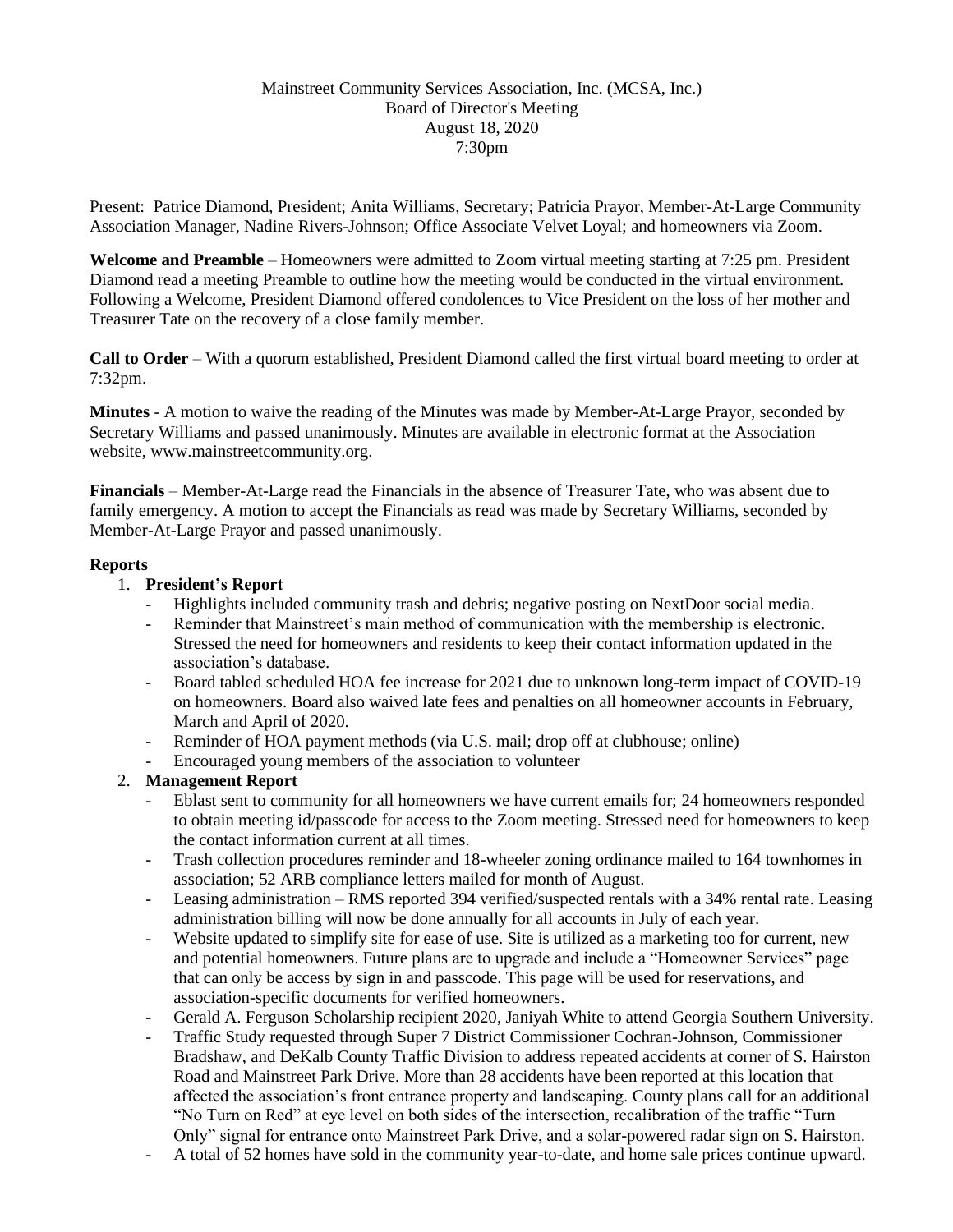Mainstreet Community Services Association, Inc. (MCSA, Inc.)
Board of Director's Meeting
August 18, 2020
7:30pm

Present: Patrice Diamond, President; Anita Williams, Secretary; Patricia Prayor, Member-At-Large Community Association Manager, Nadine Rivers-Johnson; Office Associate Velvet Loyal; and homeowners via Zoom.

**Welcome and Preamble** – Homeowners were admitted to Zoom virtual meeting starting at 7:25 pm. President Diamond read a meeting Preamble to outline how the meeting would be conducted in the virtual environment. Following a Welcome, President Diamond offered condolences to Vice President on the loss of her mother and Treasurer Tate on the recovery of a close family member.

**Call to Order** – With a quorum established, President Diamond called the first virtual board meeting to order at 7:32pm.

**Minutes** - A motion to waive the reading of the Minutes was made by Member-At-Large Prayor, seconded by Secretary Williams and passed unanimously. Minutes are available in electronic format at the Association website, www.mainstreetcommunity.org.

**Financials** – Member-At-Large read the Financials in the absence of Treasurer Tate, who was absent due to family emergency. A motion to accept the Financials as read was made by Secretary Williams, seconded by Member-At-Large Prayor and passed unanimously.

**Reports**

1. **President's Report**
   - Highlights included community trash and debris; negative posting on NextDoor social media.
   - Reminder that Mainstreet's main method of communication with the membership is electronic. Stressed the need for homeowners and residents to keep their contact information updated in the association's database.
   - Board tabled scheduled HOA fee increase for 2021 due to unknown long-term impact of COVID-19 on homeowners. Board also waived late fees and penalties on all homeowner accounts in February, March and April of 2020.
   - Reminder of HOA payment methods (via U.S. mail; drop off at clubhouse; online)
   - Encouraged young members of the association to volunteer
2. **Management Report**
   - Eblast sent to community for all homeowners we have current emails for; 24 homeowners responded to obtain meeting id/passcode for access to the Zoom meeting. Stressed need for homeowners to keep the contact information current at all times.
   - Trash collection procedures reminder and 18-wheeler zoning ordinance mailed to 164 townhomes in association; 52 ARB compliance letters mailed for month of August.
   - Leasing administration – RMS reported 394 verified/suspected rentals with a 34% rental rate. Leasing administration billing will now be done annually for all accounts in July of each year.
   - Website updated to simplify site for ease of use. Site is utilized as a marketing too for current, new and potential homeowners. Future plans are to upgrade and include a "Homeowner Services" page that can only be access by sign in and passcode. This page will be used for reservations, and association-specific documents for verified homeowners.
   - Gerald A. Ferguson Scholarship recipient 2020, Janiyah White to attend Georgia Southern University.
   - Traffic Study requested through Super 7 District Commissioner Cochran-Johnson, Commissioner Bradshaw, and DeKalb County Traffic Division to address repeated accidents at corner of S. Hairston Road and Mainstreet Park Drive. More than 28 accidents have been reported at this location that affected the association's front entrance property and landscaping. County plans call for an additional "No Turn on Red" at eye level on both sides of the intersection, recalibration of the traffic "Turn Only" signal for entrance onto Mainstreet Park Drive, and a solar-powered radar sign on S. Hairston.
   - A total of 52 homes have sold in the community year-to-date, and home sale prices continue upward.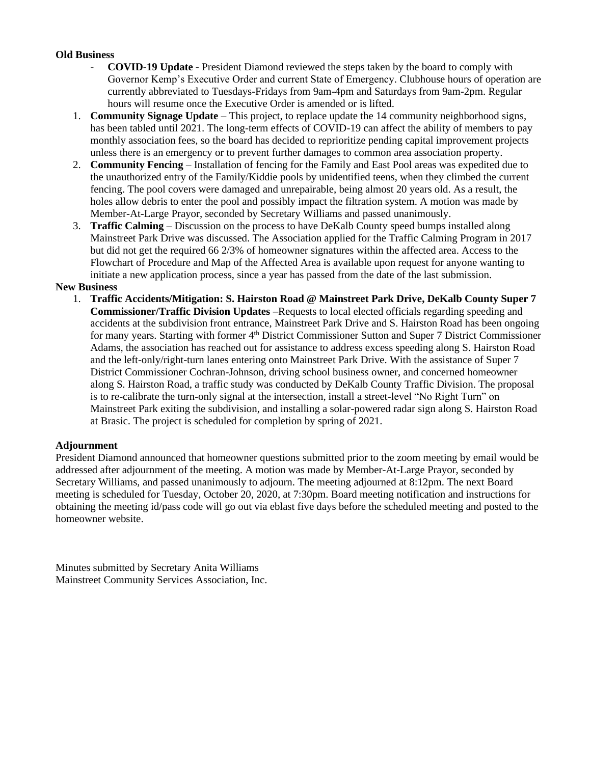**Old Business**

- **COVID-19 Update -** President Diamond reviewed the steps taken by the board to comply with Governor Kemp's Executive Order and current State of Emergency. Clubhouse hours of operation are currently abbreviated to Tuesdays-Fridays from 9am-4pm and Saturdays from 9am-2pm. Regular hours will resume once the Executive Order is amended or is lifted.

1. **Community Signage Update** – This project, to replace update the 14 community neighborhood signs, has been tabled until 2021. The long-term effects of COVID-19 can affect the ability of members to pay monthly association fees, so the board has decided to reprioritize pending capital improvement projects unless there is an emergency or to prevent further damages to common area association property.
2. **Community Fencing** – Installation of fencing for the Family and East Pool areas was expedited due to the unauthorized entry of the Family/Kiddie pools by unidentified teens, when they climbed the current fencing. The pool covers were damaged and unrepairable, being almost 20 years old. As a result, the holes allow debris to enter the pool and possibly impact the filtration system. A motion was made by Member-At-Large Prayor, seconded by Secretary Williams and passed unanimously.
3. **Traffic Calming** – Discussion on the process to have DeKalb County speed bumps installed along Mainstreet Park Drive was discussed. The Association applied for the Traffic Calming Program in 2017 but did not get the required 66 2/3% of homeowner signatures within the affected area. Access to the Flowchart of Procedure and Map of the Affected Area is available upon request for anyone wanting to initiate a new application process, since a year has passed from the date of the last submission.

**New Business**

1. **Traffic Accidents/Mitigation: S. Hairston Road @ Mainstreet Park Drive, DeKalb County Super 7 Commissioner/Traffic Division Updates** –Requests to local elected officials regarding speeding and accidents at the subdivision front entrance, Mainstreet Park Drive and S. Hairston Road has been ongoing for many years. Starting with former 4th District Commissioner Sutton and Super 7 District Commissioner Adams, the association has reached out for assistance to address excess speeding along S. Hairston Road and the left-only/right-turn lanes entering onto Mainstreet Park Drive. With the assistance of Super 7 District Commissioner Cochran-Johnson, driving school business owner, and concerned homeowner along S. Hairston Road, a traffic study was conducted by DeKalb County Traffic Division. The proposal is to re-calibrate the turn-only signal at the intersection, install a street-level "No Right Turn" on Mainstreet Park exiting the subdivision, and installing a solar-powered radar sign along S. Hairston Road at Brasic. The project is scheduled for completion by spring of 2021.

**Adjournment**

President Diamond announced that homeowner questions submitted prior to the zoom meeting by email would be addressed after adjournment of the meeting. A motion was made by Member-At-Large Prayor, seconded by Secretary Williams, and passed unanimously to adjourn. The meeting adjourned at 8:12pm. The next Board meeting is scheduled for Tuesday, October 20, 2020, at 7:30pm. Board meeting notification and instructions for obtaining the meeting id/pass code will go out via eblast five days before the scheduled meeting and posted to the homeowner website.

Minutes submitted by Secretary Anita Williams
Mainstreet Community Services Association, Inc.